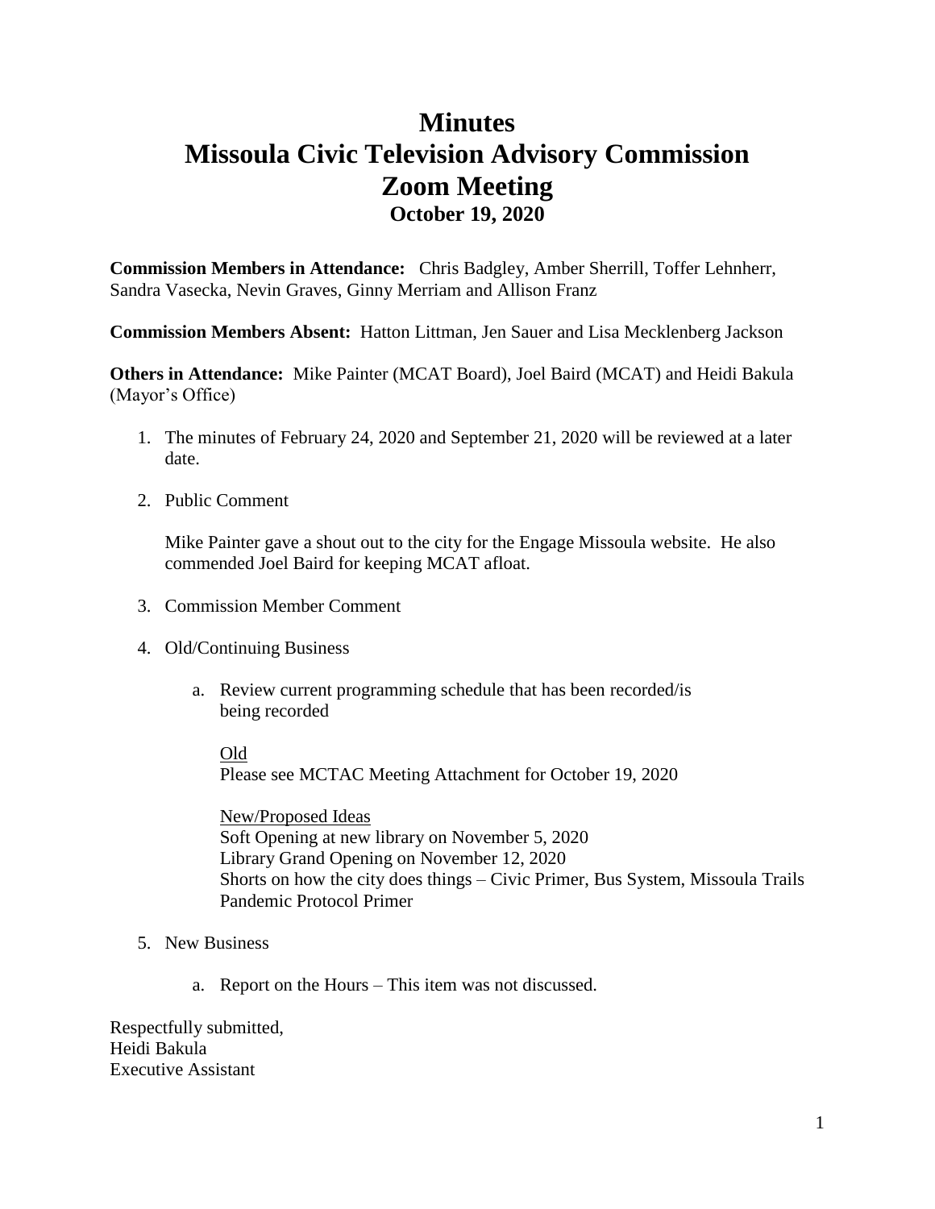# Minutes
# Missoula Civic Television Advisory Commission
# Zoom Meeting
## October 19, 2020

**Commission Members in Attendance:** Chris Badgley, Amber Sherrill, Toffer Lehnherr, Sandra Vasecka, Nevin Graves, Ginny Merriam and Allison Franz

**Commission Members Absent:** Hatton Littman, Jen Sauer and Lisa Mecklenberg Jackson

**Others in Attendance:** Mike Painter (MCAT Board), Joel Baird (MCAT) and Heidi Bakula (Mayor's Office)

1. The minutes of February 24, 2020 and September 21, 2020 will be reviewed at a later date.

2. Public Comment

   Mike Painter gave a shout out to the city for the Engage Missoula website. He also commended Joel Baird for keeping MCAT afloat.

3. Commission Member Comment

4. Old/Continuing Business

   a. Review current programming schedule that has been recorded/is being recorded

      <u>Old</u>
      Please see MCTAC Meeting Attachment for October 19, 2020

      <u>New/Proposed Ideas</u>
      Soft Opening at new library on November 5, 2020
      Library Grand Opening on November 12, 2020
      Shorts on how the city does things – Civic Primer, Bus System, Missoula Trails
      Pandemic Protocol Primer

5. New Business

   a. Report on the Hours – This item was not discussed.

Respectfully submitted,
Heidi Bakula
Executive Assistant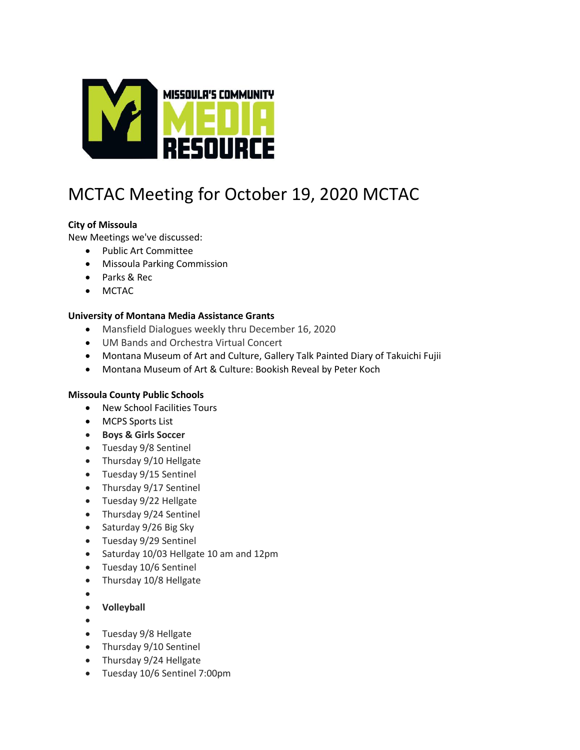MISSOULA'S COMMUNITY MEDIA RESOURCE

# MCTAC Meeting for October 19, 2020 MCTAC

**City of Missoula**

New Meetings we've discussed:

- Public Art Committee
- Missoula Parking Commission
- Parks & Rec
- MCTAC

**University of Montana Media Assistance Grants**

- Mansfield Dialogues weekly thru December 16, 2020
- UM Bands and Orchestra Virtual Concert
- Montana Museum of Art and Culture, Gallery Talk Painted Diary of Takuichi Fujii
- Montana Museum of Art & Culture: Bookish Reveal by Peter Koch

**Missoula County Public Schools**

- New School Facilities Tours
- MCPS Sports List
- **Boys & Girls Soccer**
- Tuesday 9/8 Sentinel
- Thursday 9/10 Hellgate
- Tuesday 9/15 Sentinel
- Thursday 9/17 Sentinel
- Tuesday 9/22 Hellgate
- Thursday 9/24 Sentinel
- Saturday 9/26 Big Sky
- Tuesday 9/29 Sentinel
- Saturday 10/03 Hellgate 10 am and 12pm
- Tuesday 10/6 Sentinel
- Thursday 10/8 Hellgate
- **Volleyball**
- Tuesday 9/8 Hellgate
- Thursday 9/10 Sentinel
- Thursday 9/24 Hellgate
- Tuesday 10/6 Sentinel 7:00pm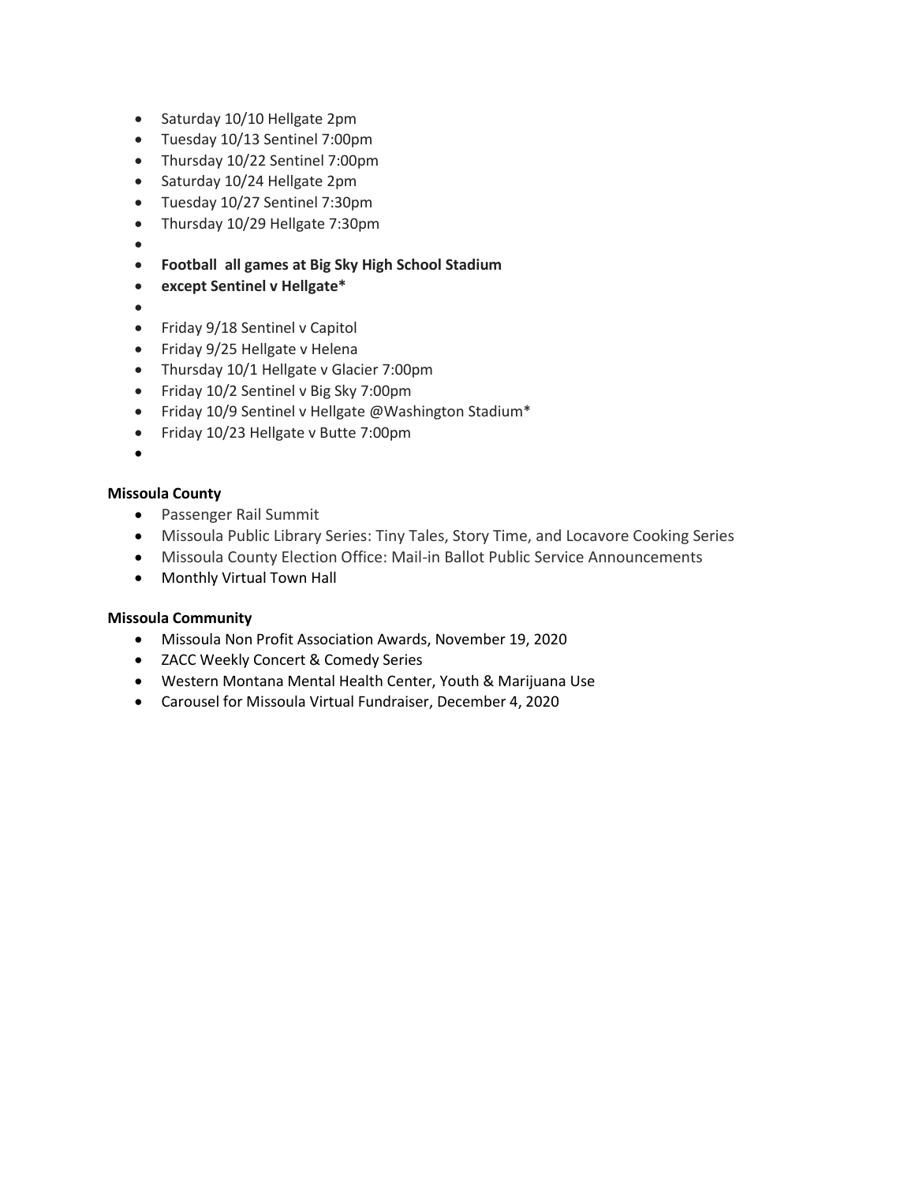- Saturday 10/10 Hellgate 2pm
- Tuesday 10/13 Sentinel 7:00pm
- Thursday 10/22 Sentinel 7:00pm
- Saturday 10/24 Hellgate 2pm
- Tuesday 10/27 Sentinel 7:30pm
- Thursday 10/29 Hellgate 7:30pm
-
- **Football all games at Big Sky High School Stadium**
- **except Sentinel v Hellgate***
-
- Friday 9/18 Sentinel v Capitol
- Friday 9/25 Hellgate v Helena
- Thursday 10/1 Hellgate v Glacier 7:00pm
- Friday 10/2 Sentinel v Big Sky 7:00pm
- Friday 10/9 Sentinel v Hellgate @Washington Stadium*
- Friday 10/23 Hellgate v Butte 7:00pm
-

**Missoula County**

- Passenger Rail Summit
- Missoula Public Library Series: Tiny Tales, Story Time, and Locavore Cooking Series
- Missoula County Election Office: Mail-in Ballot Public Service Announcements
- Monthly Virtual Town Hall

**Missoula Community**

- Missoula Non Profit Association Awards, November 19, 2020
- ZACC Weekly Concert & Comedy Series
- Western Montana Mental Health Center, Youth & Marijuana Use
- Carousel for Missoula Virtual Fundraiser, December 4, 2020